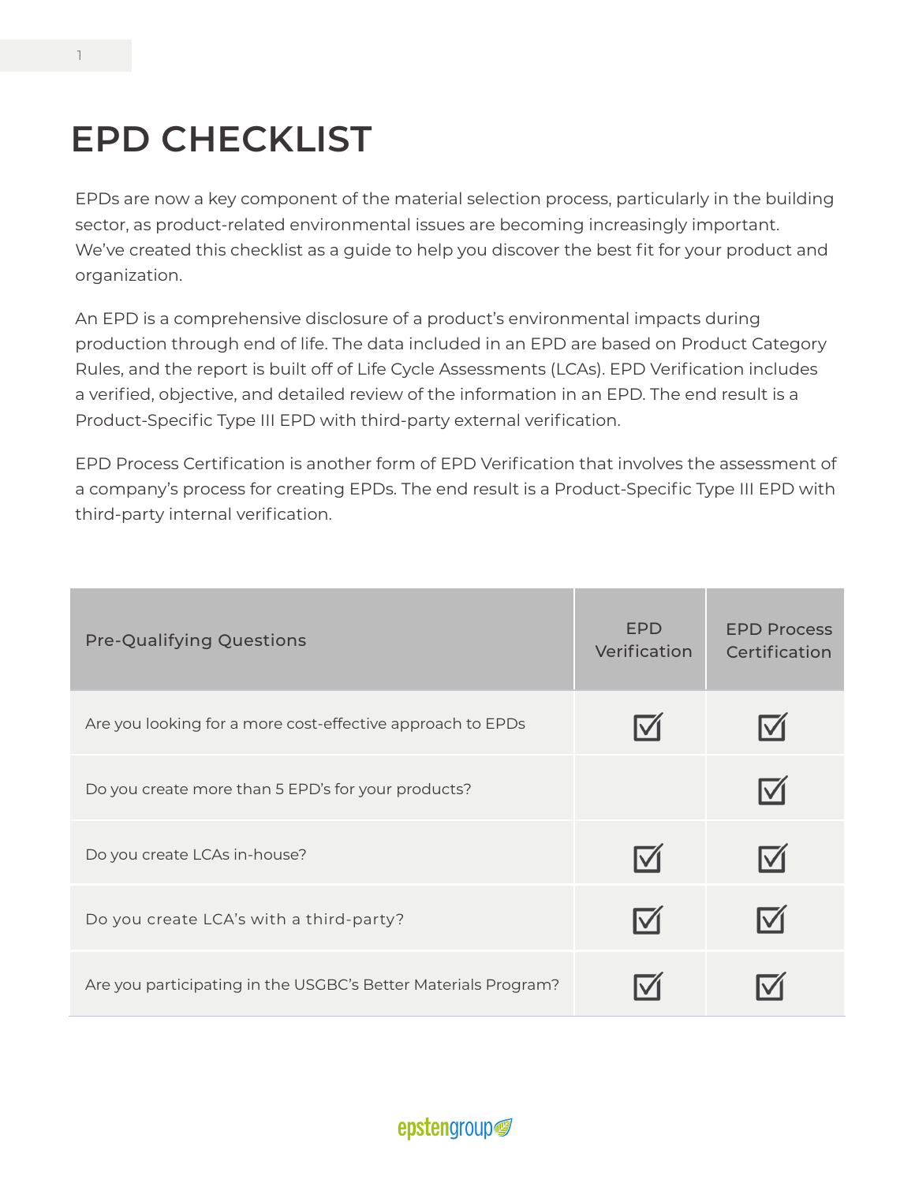# EPD CHECKLIST

EPDs are now a key component of the material selection process, particularly in the building sector, as product-related environmental issues are becoming increasingly important. We've created this checklist as a guide to help you discover the best fit for your product and organization.

An EPD is a comprehensive disclosure of a product's environmental impacts during production through end of life. The data included in an EPD are based on Product Category Rules, and the report is built off of Life Cycle Assessments (LCAs). EPD Verification includes a verified, objective, and detailed review of the information in an EPD. The end result is a Product-Specific Type III EPD with third-party external verification.

EPD Process Certification is another form of EPD Verification that involves the assessment of a company's process for creating EPDs. The end result is a Product-Specific Type III EPD with third-party internal verification.

| Pre-Qualifying Questions | EPD Verification | EPD Process Certification |
|---|---|---|
| Are you looking for a more cost-effective approach to EPDs | ☑ | ☑ |
| Do you create more than 5 EPD's for your products? | | ☑ |
| Do you create LCAs in-house? | ☑ | ☑ |
| Do you create LCA's with a third-party? | ☑ | ☑ |
| Are you participating in the USGBC's Better Materials Program? | ☑ | ☑ |

epstengroup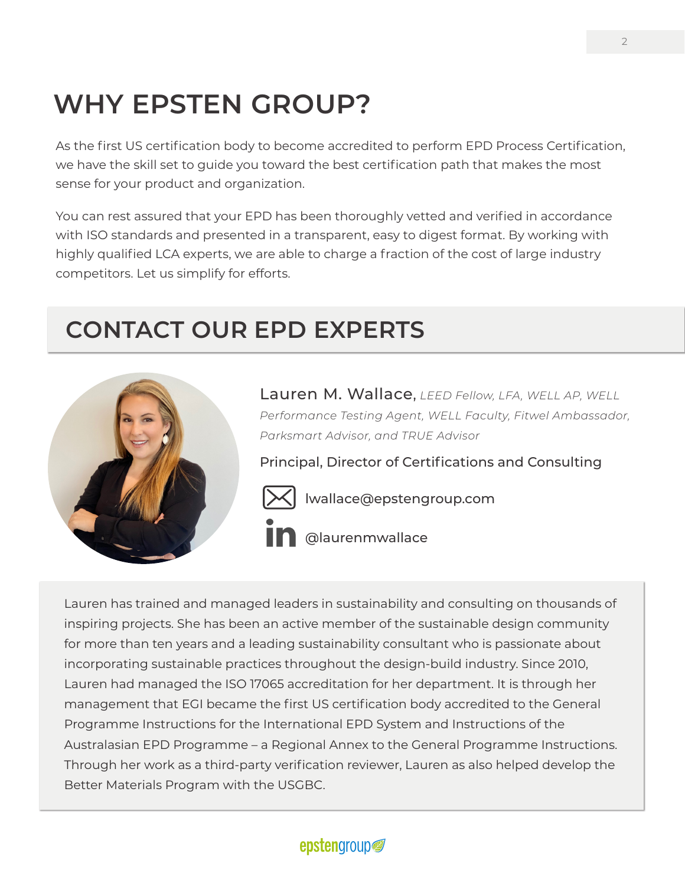# WHY EPSTEN GROUP?

As the first US certification body to become accredited to perform EPD Process Certification, we have the skill set to guide you toward the best certification path that makes the most sense for your product and organization.

You can rest assured that your EPD has been thoroughly vetted and verified in accordance with ISO standards and presented in a transparent, easy to digest format. By working with highly qualified LCA experts, we are able to charge a fraction of the cost of large industry competitors. Let us simplify for efforts.

## CONTACT OUR EPD EXPERTS

Lauren M. Wallace, *LEED Fellow, LFA, WELL AP, WELL Performance Testing Agent, WELL Faculty, Fitwel Ambassador, Parksmart Advisor, and TRUE Advisor*

Principal, Director of Certifications and Consulting

lwallace@epstengroup.com

@laurenmwallace

Lauren has trained and managed leaders in sustainability and consulting on thousands of inspiring projects. She has been an active member of the sustainable design community for more than ten years and a leading sustainability consultant who is passionate about incorporating sustainable practices throughout the design-build industry. Since 2010, Lauren had managed the ISO 17065 accreditation for her department. It is through her management that EGI became the first US certification body accredited to the General Programme Instructions for the International EPD System and Instructions of the Australasian EPD Programme – a Regional Annex to the General Programme Instructions. Through her work as a third-party verification reviewer, Lauren as also helped develop the Better Materials Program with the USGBC.

epstengroup